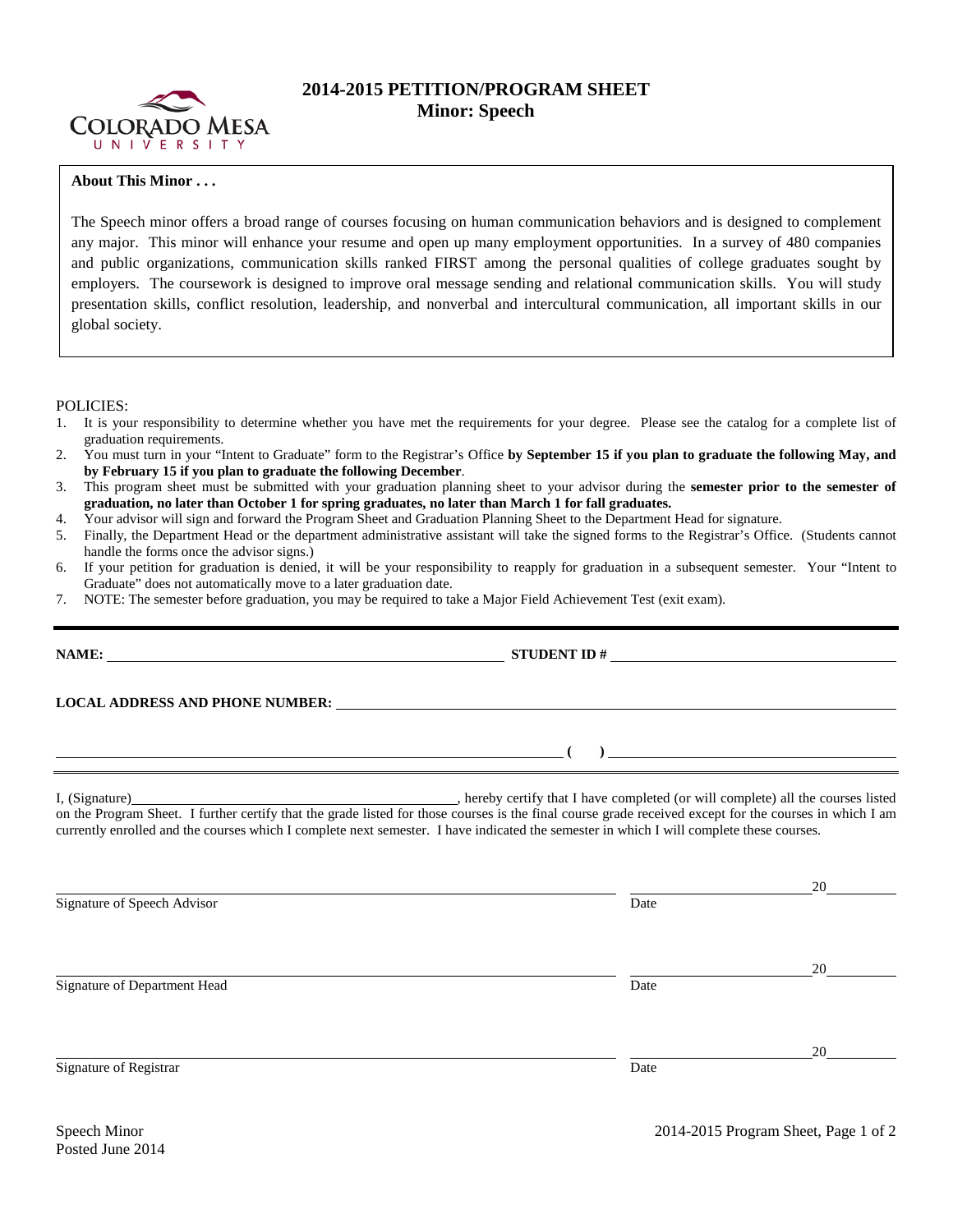# 2014-2015 PETITION/PROGRAM SHEET
## Minor: Speech

**About This Minor . . .**

The Speech minor offers a broad range of courses focusing on human communication behaviors and is designed to complement any major. This minor will enhance your resume and open up many employment opportunities. In a survey of 480 companies and public organizations, communication skills ranked FIRST among the personal qualities of college graduates sought by employers. The coursework is designed to improve oral message sending and relational communication skills. You will study presentation skills, conflict resolution, leadership, and nonverbal and intercultural communication, all important skills in our global society.

POLICIES:

1. It is your responsibility to determine whether you have met the requirements for your degree. Please see the catalog for a complete list of graduation requirements.
2. You must turn in your "Intent to Graduate" form to the Registrar's Office **by September 15 if you plan to graduate the following May, and by February 15 if you plan to graduate the following December**.
3. This program sheet must be submitted with your graduation planning sheet to your advisor during the **semester prior to the semester of graduation, no later than October 1 for spring graduates, no later than March 1 for fall graduates.**
4. Your advisor will sign and forward the Program Sheet and Graduation Planning Sheet to the Department Head for signature.
5. Finally, the Department Head or the department administrative assistant will take the signed forms to the Registrar's Office. (Students cannot handle the forms once the advisor signs.)
6. If your petition for graduation is denied, it will be your responsibility to reapply for graduation in a subsequent semester. Your "Intent to Graduate" does not automatically move to a later graduation date.
7. NOTE: The semester before graduation, you may be required to take a Major Field Achievement Test (exit exam).

---

**NAME:** ______________________________ **STUDENT ID #** ______________________________

**LOCAL ADDRESS AND PHONE NUMBER:** ______________________________

______________________________ **( )** ______________________________

I, (Signature)______________________________, hereby certify that I have completed (or will complete) all the courses listed on the Program Sheet. I further certify that the grade listed for those courses is the final course grade received except for the courses in which I am currently enrolled and the courses which I complete next semester. I have indicated the semester in which I will complete these courses.

______________________________ ______________ 20______
Signature of Speech Advisor Date

______________________________ ______________ 20______
Signature of Department Head Date

______________________________ ______________ 20______
Signature of Registrar Date

Speech Minor
Posted June 2014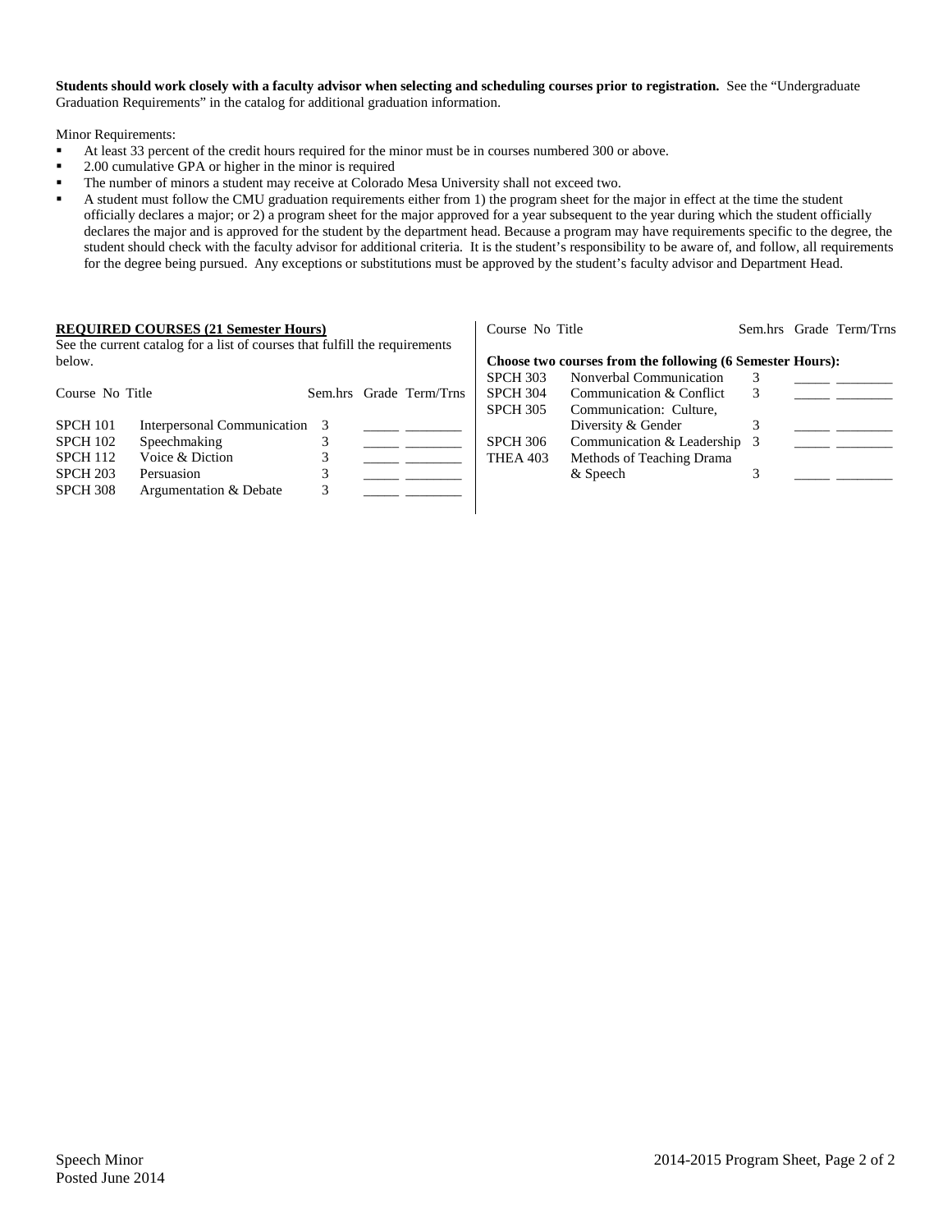**Students should work closely with a faculty advisor when selecting and scheduling courses prior to registration.** See the "Undergraduate Graduation Requirements" in the catalog for additional graduation information.

Minor Requirements:

- At least 33 percent of the credit hours required for the minor must be in courses numbered 300 or above.
- 2.00 cumulative GPA or higher in the minor is required
- The number of minors a student may receive at Colorado Mesa University shall not exceed two.
- A student must follow the CMU graduation requirements either from 1) the program sheet for the major in effect at the time the student officially declares a major; or 2) a program sheet for the major approved for a year subsequent to the year during which the student officially declares the major and is approved for the student by the department head. Because a program may have requirements specific to the degree, the student should check with the faculty advisor for additional criteria. It is the student's responsibility to be aware of, and follow, all requirements for the degree being pursued. Any exceptions or substitutions must be approved by the student's faculty advisor and Department Head.

**REQUIRED COURSES (21 Semester Hours)**

See the current catalog for a list of courses that fulfill the requirements below.

| Course No | Title | Sem.hrs | Grade | Term/Trns |
|---|---|---|---|---|
| SPCH 101 | Interpersonal Communication | 3 | _____ | ________ |
| SPCH 102 | Speechmaking | 3 | _____ | ________ |
| SPCH 112 | Voice & Diction | 3 | _____ | ________ |
| SPCH 203 | Persuasion | 3 | _____ | ________ |
| SPCH 308 | Argumentation & Debate | 3 | _____ | ________ |

**Choose two courses from the following (6 Semester Hours):**

| Course No | Title | Sem.hrs | Grade | Term/Trns |
|---|---|---|---|---|
| SPCH 303 | Nonverbal Communication | 3 | _____ | ________ |
| SPCH 304 | Communication & Conflict | 3 | _____ | ________ |
| SPCH 305 | Communication: Culture, Diversity & Gender | 3 | _____ | ________ |
| SPCH 306 | Communication & Leadership | 3 | _____ | ________ |
| THEA 403 | Methods of Teaching Drama & Speech | 3 | _____ | ________ |

Speech Minor
Posted June 2014